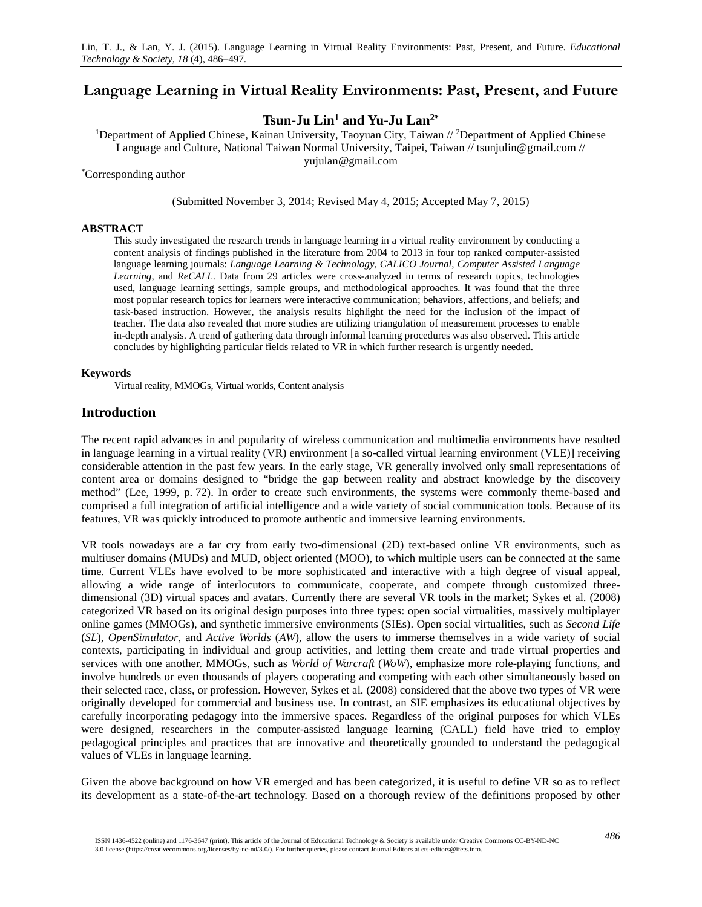# Language Learning in Virtual Reality Environments: Past, Present, and Future

**Tsun-Ju Lin[1] and Yu-Ju Lan[2*]**

[1]Department of Applied Chinese, Kainan University, Taoyuan City, Taiwan // [2]Department of Applied Chinese Language and Culture, National Taiwan Normal University, Taipei, Taiwan // tsunjulin@gmail.com // yujulan@gmail.com

[*]Corresponding author

(Submitted November 3, 2014; Revised May 4, 2015; Accepted May 7, 2015)

**ABSTRACT**

This study investigated the research trends in language learning in a virtual reality environment by conducting a content analysis of findings published in the literature from 2004 to 2013 in four top ranked computer-assisted language learning journals: *Language Learning & Technology*, *CALICO Journal*, *Computer Assisted Language Learning*, and *ReCALL*. Data from 29 articles were cross-analyzed in terms of research topics, technologies used, language learning settings, sample groups, and methodological approaches. It was found that the three most popular research topics for learners were interactive communication; behaviors, affections, and beliefs; and task-based instruction. However, the analysis results highlight the need for the inclusion of the impact of teacher. The data also revealed that more studies are utilizing triangulation of measurement processes to enable in-depth analysis. A trend of gathering data through informal learning procedures was also observed. This article concludes by highlighting particular fields related to VR in which further research is urgently needed.

**Keywords**

Virtual reality, MMOGs, Virtual worlds, Content analysis

## Introduction

The recent rapid advances in and popularity of wireless communication and multimedia environments have resulted in language learning in a virtual reality (VR) environment [a so-called virtual learning environment (VLE)] receiving considerable attention in the past few years. In the early stage, VR generally involved only small representations of content area or domains designed to "bridge the gap between reality and abstract knowledge by the discovery method" (Lee, 1999, p. 72). In order to create such environments, the systems were commonly theme-based and comprised a full integration of artificial intelligence and a wide variety of social communication tools. Because of its features, VR was quickly introduced to promote authentic and immersive learning environments.

VR tools nowadays are a far cry from early two-dimensional (2D) text-based online VR environments, such as multiuser domains (MUDs) and MUD, object oriented (MOO), to which multiple users can be connected at the same time. Current VLEs have evolved to be more sophisticated and interactive with a high degree of visual appeal, allowing a wide range of interlocutors to communicate, cooperate, and compete through customized three-dimensional (3D) virtual spaces and avatars. Currently there are several VR tools in the market; Sykes et al. (2008) categorized VR based on its original design purposes into three types: open social virtualities, massively multiplayer online games (MMOGs), and synthetic immersive environments (SIEs). Open social virtualities, such as *Second Life* (*SL*), *OpenSimulator*, and *Active Worlds* (*AW*), allow the users to immerse themselves in a wide variety of social contexts, participating in individual and group activities, and letting them create and trade virtual properties and services with one another. MMOGs, such as *World of Warcraft* (*WoW*), emphasize more role-playing functions, and involve hundreds or even thousands of players cooperating and competing with each other simultaneously based on their selected race, class, or profession. However, Sykes et al. (2008) considered that the above two types of VR were originally developed for commercial and business use. In contrast, an SIE emphasizes its educational objectives by carefully incorporating pedagogy into the immersive spaces. Regardless of the original purposes for which VLEs were designed, researchers in the computer-assisted language learning (CALL) field have tried to employ pedagogical principles and practices that are innovative and theoretically grounded to understand the pedagogical values of VLEs in language learning.

Given the above background on how VR emerged and has been categorized, it is useful to define VR so as to reflect its development as a state-of-the-art technology. Based on a thorough review of the definitions proposed by other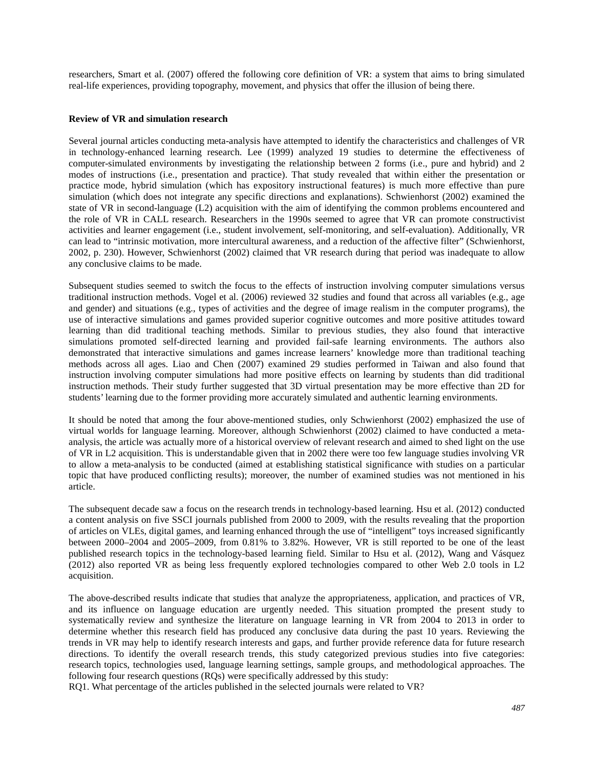researchers, Smart et al. (2007) offered the following core definition of VR: a system that aims to bring simulated real-life experiences, providing topography, movement, and physics that offer the illusion of being there.

**Review of VR and simulation research**

Several journal articles conducting meta-analysis have attempted to identify the characteristics and challenges of VR in technology-enhanced learning research. Lee (1999) analyzed 19 studies to determine the effectiveness of computer-simulated environments by investigating the relationship between 2 forms (i.e., pure and hybrid) and 2 modes of instructions (i.e., presentation and practice). That study revealed that within either the presentation or practice mode, hybrid simulation (which has expository instructional features) is much more effective than pure simulation (which does not integrate any specific directions and explanations). Schwienhorst (2002) examined the state of VR in second-language (L2) acquisition with the aim of identifying the common problems encountered and the role of VR in CALL research. Researchers in the 1990s seemed to agree that VR can promote constructivist activities and learner engagement (i.e., student involvement, self-monitoring, and self-evaluation). Additionally, VR can lead to "intrinsic motivation, more intercultural awareness, and a reduction of the affective filter" (Schwienhorst, 2002, p. 230). However, Schwienhorst (2002) claimed that VR research during that period was inadequate to allow any conclusive claims to be made.

Subsequent studies seemed to switch the focus to the effects of instruction involving computer simulations versus traditional instruction methods. Vogel et al. (2006) reviewed 32 studies and found that across all variables (e.g., age and gender) and situations (e.g., types of activities and the degree of image realism in the computer programs), the use of interactive simulations and games provided superior cognitive outcomes and more positive attitudes toward learning than did traditional teaching methods. Similar to previous studies, they also found that interactive simulations promoted self-directed learning and provided fail-safe learning environments. The authors also demonstrated that interactive simulations and games increase learners' knowledge more than traditional teaching methods across all ages. Liao and Chen (2007) examined 29 studies performed in Taiwan and also found that instruction involving computer simulations had more positive effects on learning by students than did traditional instruction methods. Their study further suggested that 3D virtual presentation may be more effective than 2D for students' learning due to the former providing more accurately simulated and authentic learning environments.

It should be noted that among the four above-mentioned studies, only Schwienhorst (2002) emphasized the use of virtual worlds for language learning. Moreover, although Schwienhorst (2002) claimed to have conducted a meta-analysis, the article was actually more of a historical overview of relevant research and aimed to shed light on the use of VR in L2 acquisition. This is understandable given that in 2002 there were too few language studies involving VR to allow a meta-analysis to be conducted (aimed at establishing statistical significance with studies on a particular topic that have produced conflicting results); moreover, the number of examined studies was not mentioned in his article.

The subsequent decade saw a focus on the research trends in technology-based learning. Hsu et al. (2012) conducted a content analysis on five SSCI journals published from 2000 to 2009, with the results revealing that the proportion of articles on VLEs, digital games, and learning enhanced through the use of "intelligent" toys increased significantly between 2000–2004 and 2005–2009, from 0.81% to 3.82%. However, VR is still reported to be one of the least published research topics in the technology-based learning field. Similar to Hsu et al. (2012), Wang and Vásquez (2012) also reported VR as being less frequently explored technologies compared to other Web 2.0 tools in L2 acquisition.

The above-described results indicate that studies that analyze the appropriateness, application, and practices of VR, and its influence on language education are urgently needed. This situation prompted the present study to systematically review and synthesize the literature on language learning in VR from 2004 to 2013 in order to determine whether this research field has produced any conclusive data during the past 10 years. Reviewing the trends in VR may help to identify research interests and gaps, and further provide reference data for future research directions. To identify the overall research trends, this study categorized previous studies into five categories: research topics, technologies used, language learning settings, sample groups, and methodological approaches. The following four research questions (RQs) were specifically addressed by this study:

RQ1. What percentage of the articles published in the selected journals were related to VR?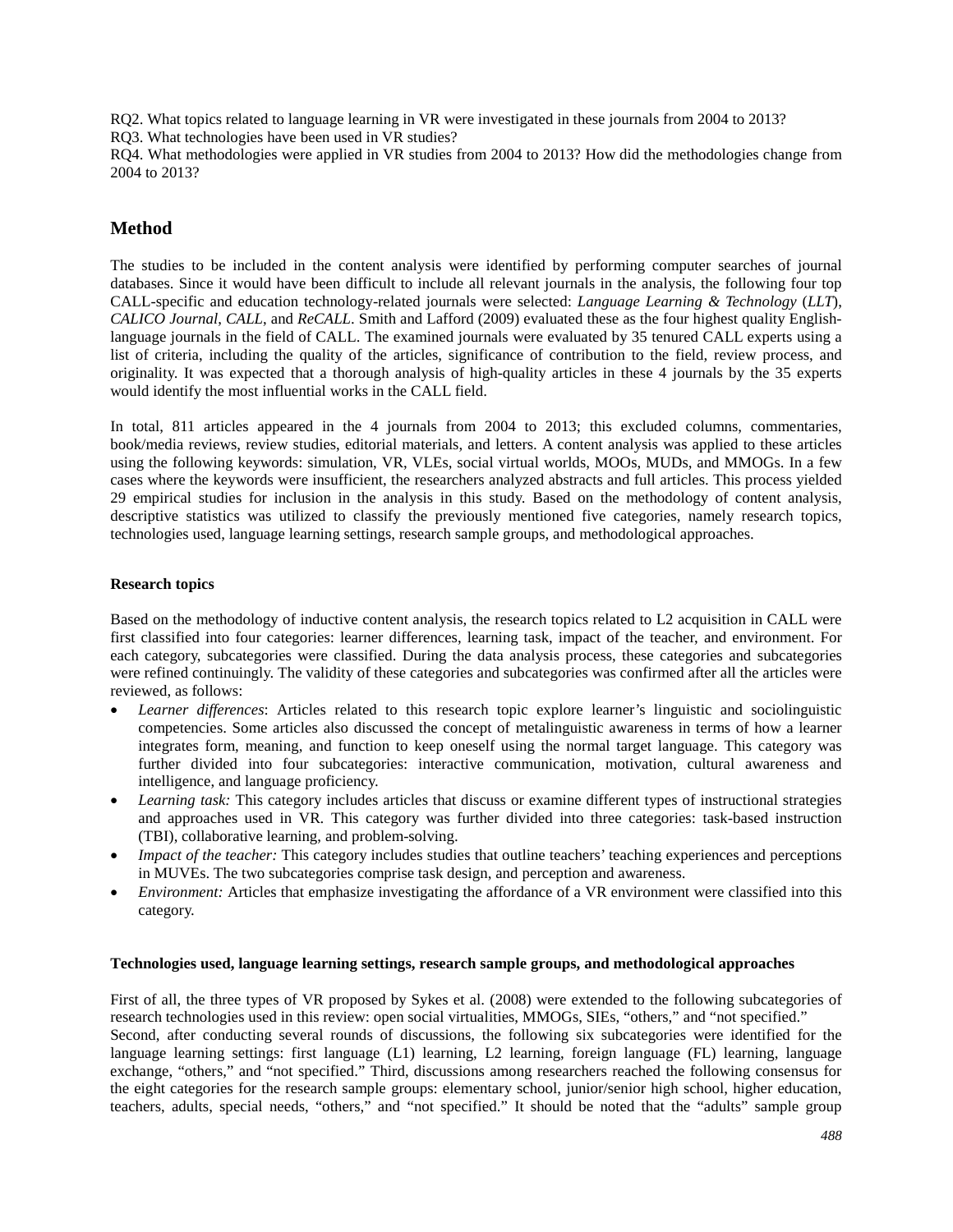RQ2. What topics related to language learning in VR were investigated in these journals from 2004 to 2013?
RQ3. What technologies have been used in VR studies?
RQ4. What methodologies were applied in VR studies from 2004 to 2013? How did the methodologies change from 2004 to 2013?

## Method

The studies to be included in the content analysis were identified by performing computer searches of journal databases. Since it would have been difficult to include all relevant journals in the analysis, the following four top CALL-specific and education technology-related journals were selected: *Language Learning & Technology* (*LLT*), *CALICO Journal*, *CALL*, and *ReCALL*. Smith and Lafford (2009) evaluated these as the four highest quality English-language journals in the field of CALL. The examined journals were evaluated by 35 tenured CALL experts using a list of criteria, including the quality of the articles, significance of contribution to the field, review process, and originality. It was expected that a thorough analysis of high-quality articles in these 4 journals by the 35 experts would identify the most influential works in the CALL field.

In total, 811 articles appeared in the 4 journals from 2004 to 2013; this excluded columns, commentaries, book/media reviews, review studies, editorial materials, and letters. A content analysis was applied to these articles using the following keywords: simulation, VR, VLEs, social virtual worlds, MOOs, MUDs, and MMOGs. In a few cases where the keywords were insufficient, the researchers analyzed abstracts and full articles. This process yielded 29 empirical studies for inclusion in the analysis in this study. Based on the methodology of content analysis, descriptive statistics was utilized to classify the previously mentioned five categories, namely research topics, technologies used, language learning settings, research sample groups, and methodological approaches.

### Research topics

Based on the methodology of inductive content analysis, the research topics related to L2 acquisition in CALL were first classified into four categories: learner differences, learning task, impact of the teacher, and environment. For each category, subcategories were classified. During the data analysis process, these categories and subcategories were refined continuingly. The validity of these categories and subcategories was confirmed after all the articles were reviewed, as follows:

- *Learner differences*: Articles related to this research topic explore learner's linguistic and sociolinguistic competencies. Some articles also discussed the concept of metalinguistic awareness in terms of how a learner integrates form, meaning, and function to keep oneself using the normal target language. This category was further divided into four subcategories: interactive communication, motivation, cultural awareness and intelligence, and language proficiency.
- *Learning task:* This category includes articles that discuss or examine different types of instructional strategies and approaches used in VR. This category was further divided into three categories: task-based instruction (TBI), collaborative learning, and problem-solving.
- *Impact of the teacher:* This category includes studies that outline teachers' teaching experiences and perceptions in MUVEs. The two subcategories comprise task design, and perception and awareness.
- *Environment:* Articles that emphasize investigating the affordance of a VR environment were classified into this category.

### Technologies used, language learning settings, research sample groups, and methodological approaches

First of all, the three types of VR proposed by Sykes et al. (2008) were extended to the following subcategories of research technologies used in this review: open social virtualities, MMOGs, SIEs, "others," and "not specified."
Second, after conducting several rounds of discussions, the following six subcategories were identified for the language learning settings: first language (L1) learning, L2 learning, foreign language (FL) learning, language exchange, "others," and "not specified." Third, discussions among researchers reached the following consensus for the eight categories for the research sample groups: elementary school, junior/senior high school, higher education, teachers, adults, special needs, "others," and "not specified." It should be noted that the "adults" sample group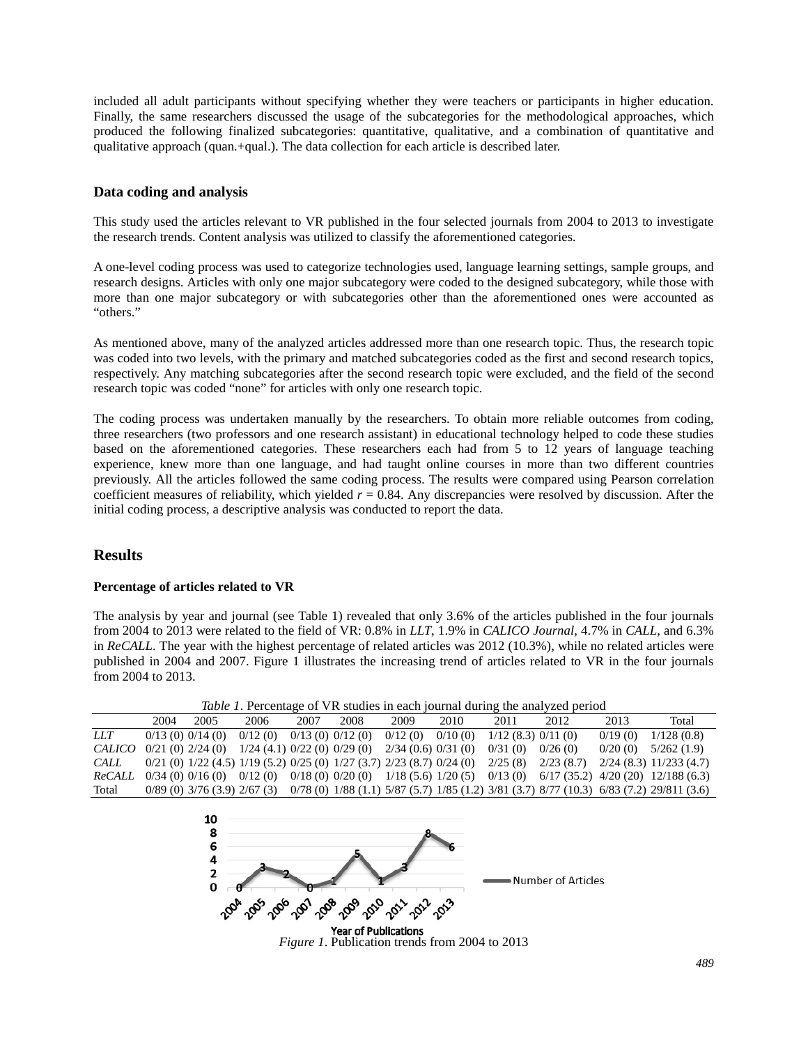included all adult participants without specifying whether they were teachers or participants in higher education. Finally, the same researchers discussed the usage of the subcategories for the methodological approaches, which produced the following finalized subcategories: quantitative, qualitative, and a combination of quantitative and qualitative approach (quan.+qual.). The data collection for each article is described later.

### Data coding and analysis

This study used the articles relevant to VR published in the four selected journals from 2004 to 2013 to investigate the research trends. Content analysis was utilized to classify the aforementioned categories.

A one-level coding process was used to categorize technologies used, language learning settings, sample groups, and research designs. Articles with only one major subcategory were coded to the designed subcategory, while those with more than one major subcategory or with subcategories other than the aforementioned ones were accounted as "others."

As mentioned above, many of the analyzed articles addressed more than one research topic. Thus, the research topic was coded into two levels, with the primary and matched subcategories coded as the first and second research topics, respectively. Any matching subcategories after the second research topic were excluded, and the field of the second research topic was coded "none" for articles with only one research topic.

The coding process was undertaken manually by the researchers. To obtain more reliable outcomes from coding, three researchers (two professors and one research assistant) in educational technology helped to code these studies based on the aforementioned categories. These researchers each had from 5 to 12 years of language teaching experience, knew more than one language, and had taught online courses in more than two different countries previously. All the articles followed the same coding process. The results were compared using Pearson correlation coefficient measures of reliability, which yielded $r = 0.84$. Any discrepancies were resolved by discussion. After the initial coding process, a descriptive analysis was conducted to report the data.

## Results

### Percentage of articles related to VR

The analysis by year and journal (see Table 1) revealed that only 3.6% of the articles published in the four journals from 2004 to 2013 were related to the field of VR: 0.8% in *LLT*, 1.9% in *CALICO Journal*, 4.7% in *CALL*, and 6.3% in *ReCALL*. The year with the highest percentage of related articles was 2012 (10.3%), while no related articles were published in 2004 and 2007. Figure 1 illustrates the increasing trend of articles related to VR in the four journals from 2004 to 2013.

*Table 1*. Percentage of VR studies in each journal during the analyzed period

| | 2004 | 2005 | 2006 | 2007 | 2008 | 2009 | 2010 | 2011 | 2012 | 2013 | Total |
|---|---|---|---|---|---|---|---|---|---|---|---|
| *LLT* | 0/13 (0) | 0/14 (0) | 0/12 (0) | 0/13 (0) | 0/12 (0) | 0/12 (0) | 0/10 (0) | 1/12 (8.3) | 0/11 (0) | 0/19 (0) | 1/128 (0.8) |
| *CALICO* | 0/21 (0) | 2/24 (0) | 1/24 (4.1) | 0/22 (0) | 0/29 (0) | 2/34 (0.6) | 0/31 (0) | 0/31 (0) | 0/26 (0) | 0/20 (0) | 5/262 (1.9) |
| *CALL* | 0/21 (0) | 1/22 (4.5) | 1/19 (5.2) | 0/25 (0) | 1/27 (3.7) | 2/23 (8.7) | 0/24 (0) | 2/25 (8) | 2/23 (8.7) | 2/24 (8.3) | 11/233 (4.7) |
| *ReCALL* | 0/34 (0) | 0/16 (0) | 0/12 (0) | 0/18 (0) | 0/20 (0) | 1/18 (5.6) | 1/20 (5) | 0/13 (0) | 6/17 (35.2) | 4/20 (20) | 12/188 (6.3) |
| Total | 0/89 (0) | 3/76 (3.9) | 2/67 (3) | 0/78 (0) | 1/88 (1.1) | 5/87 (5.7) | 1/85 (1.2) | 3/81 (3.7) | 8/77 (10.3) | 6/83 (7.2) | 29/811 (3.6) |

*Figure 1*. Publication trends from 2004 to 2013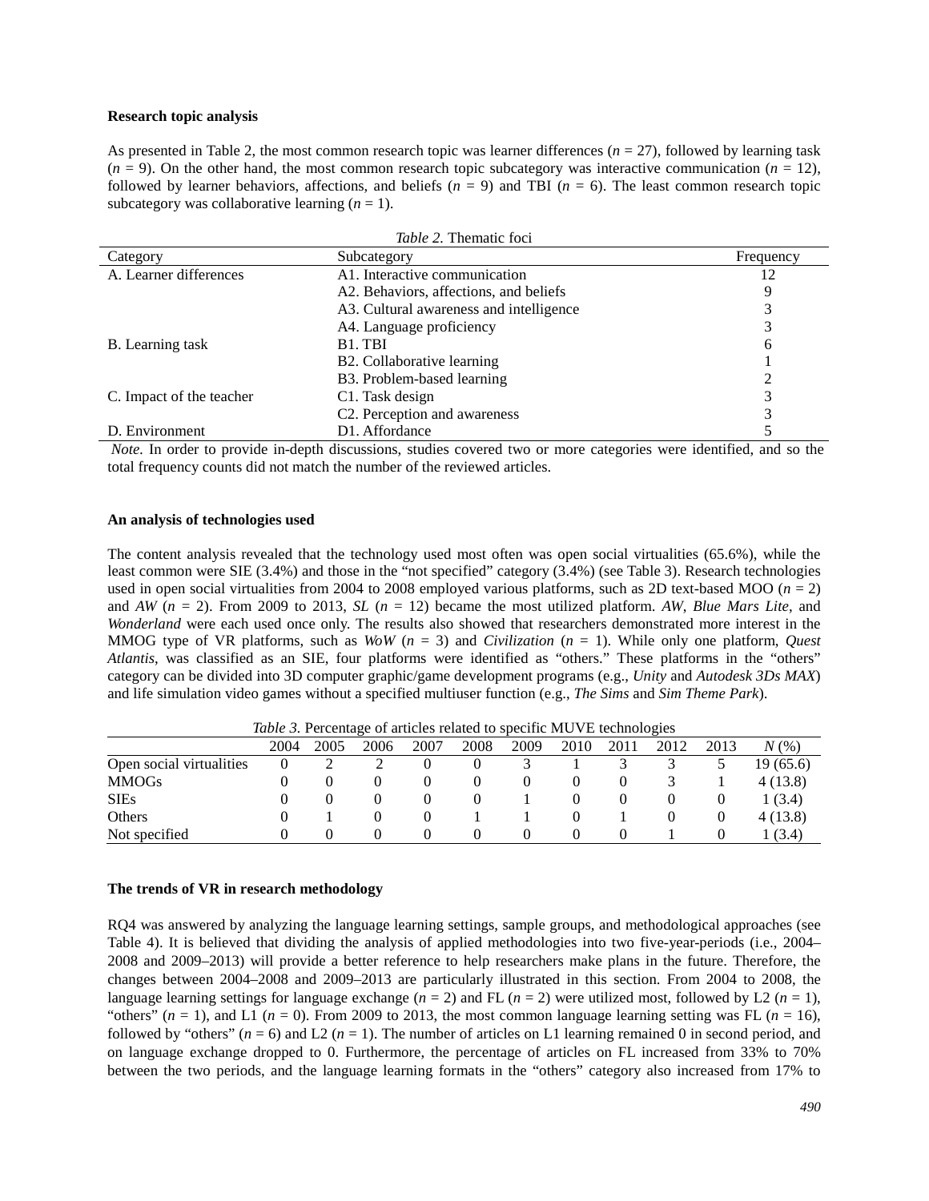**Research topic analysis**

As presented in Table 2, the most common research topic was learner differences ($n$ = 27), followed by learning task ($n$ = 9). On the other hand, the most common research topic subcategory was interactive communication ($n$ = 12), followed by learner behaviors, affections, and beliefs ($n$ = 9) and TBI ($n$ = 6). The least common research topic subcategory was collaborative learning ($n$ = 1).

*Table 2.* Thematic foci

| Category | Subcategory | Frequency |
|---|---|---|
| A. Learner differences | A1. Interactive communication | 12 |
| | A2. Behaviors, affections, and beliefs | 9 |
| | A3. Cultural awareness and intelligence | 3 |
| | A4. Language proficiency | 3 |
| B. Learning task | B1. TBI | 6 |
| | B2. Collaborative learning | 1 |
| | B3. Problem-based learning | 2 |
| C. Impact of the teacher | C1. Task design | 3 |
| | C2. Perception and awareness | 3 |
| D. Environment | D1. Affordance | 5 |

*Note.* In order to provide in-depth discussions, studies covered two or more categories were identified, and so the total frequency counts did not match the number of the reviewed articles.

**An analysis of technologies used**

The content analysis revealed that the technology used most often was open social virtualities (65.6%), while the least common were SIE (3.4%) and those in the "not specified" category (3.4%) (see Table 3). Research technologies used in open social virtualities from 2004 to 2008 employed various platforms, such as 2D text-based MOO ($n$ = 2) and *AW* ($n$ = 2). From 2009 to 2013, *SL* ($n$ = 12) became the most utilized platform. *AW*, *Blue Mars Lite*, and *Wonderland* were each used once only. The results also showed that researchers demonstrated more interest in the MMOG type of VR platforms, such as *WoW* ($n$ = 3) and *Civilization* ($n$ = 1). While only one platform, *Quest Atlantis*, was classified as an SIE, four platforms were identified as "others." These platforms in the "others" category can be divided into 3D computer graphic/game development programs (e.g., *Unity* and *Autodesk 3Ds MAX*) and life simulation video games without a specified multiuser function (e.g., *The Sims* and *Sim Theme Park*).

*Table 3.* Percentage of articles related to specific MUVE technologies

| | 2004 | 2005 | 2006 | 2007 | 2008 | 2009 | 2010 | 2011 | 2012 | 2013 | *N* (%) |
|---|---|---|---|---|---|---|---|---|---|---|---|
| Open social virtualities | 0 | 2 | 2 | 0 | 0 | 3 | 1 | 3 | 3 | 5 | 19 (65.6) |
| MMOGs | 0 | 0 | 0 | 0 | 0 | 0 | 0 | 0 | 3 | 1 | 4 (13.8) |
| SIEs | 0 | 0 | 0 | 0 | 0 | 1 | 0 | 0 | 0 | 0 | 1 (3.4) |
| Others | 0 | 1 | 0 | 0 | 1 | 1 | 0 | 1 | 0 | 0 | 4 (13.8) |
| Not specified | 0 | 0 | 0 | 0 | 0 | 0 | 0 | 0 | 1 | 0 | 1 (3.4) |

**The trends of VR in research methodology**

RQ4 was answered by analyzing the language learning settings, sample groups, and methodological approaches (see Table 4). It is believed that dividing the analysis of applied methodologies into two five-year-periods (i.e., 2004–2008 and 2009–2013) will provide a better reference to help researchers make plans in the future. Therefore, the changes between 2004–2008 and 2009–2013 are particularly illustrated in this section. From 2004 to 2008, the language learning settings for language exchange ($n$ = 2) and FL ($n$ = 2) were utilized most, followed by L2 ($n$ = 1), "others" ($n$ = 1), and L1 ($n$ = 0). From 2009 to 2013, the most common language learning setting was FL ($n$ = 16), followed by "others" ($n$ = 6) and L2 ($n$ = 1). The number of articles on L1 learning remained 0 in second period, and on language exchange dropped to 0. Furthermore, the percentage of articles on FL increased from 33% to 70% between the two periods, and the language learning formats in the "others" category also increased from 17% to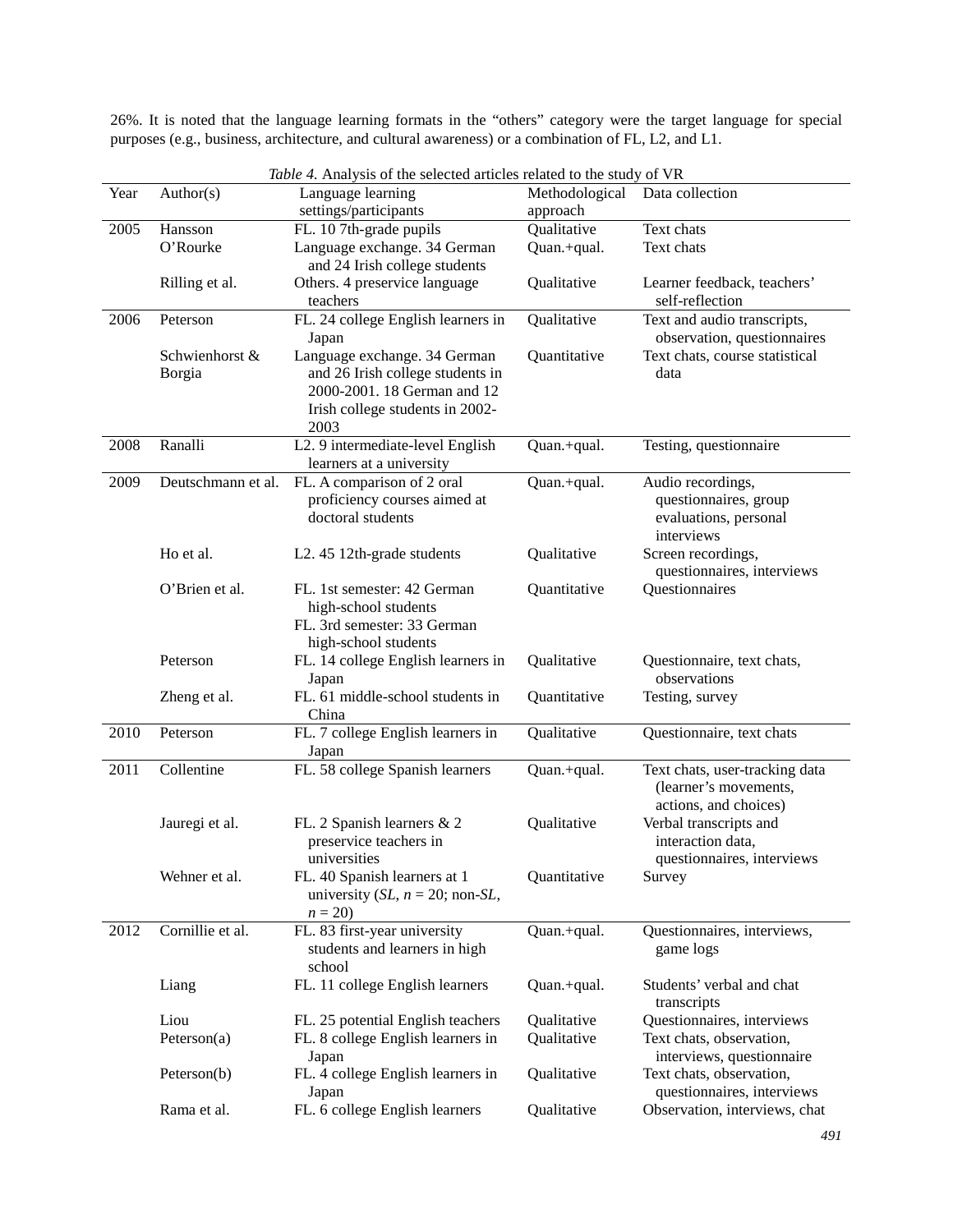26%. It is noted that the language learning formats in the "others" category were the target language for special purposes (e.g., business, architecture, and cultural awareness) or a combination of FL, L2, and L1.

*Table 4.* Analysis of the selected articles related to the study of VR

| Year | Author(s) | Language learning settings/participants | Methodological approach | Data collection |
|---|---|---|---|---|
| 2005 | Hansson | FL. 10 7th-grade pupils | Qualitative | Text chats |
| | O'Rourke | Language exchange. 34 German and 24 Irish college students | Quan.+qual. | Text chats |
| | Rilling et al. | Others. 4 preservice language teachers | Qualitative | Learner feedback, teachers' self-reflection |
| 2006 | Peterson | FL. 24 college English learners in Japan | Qualitative | Text and audio transcripts, observation, questionnaires |
| | Schwienhorst & Borgia | Language exchange. 34 German and 26 Irish college students in 2000-2001. 18 German and 12 Irish college students in 2002-2003 | Quantitative | Text chats, course statistical data |
| 2008 | Ranalli | L2. 9 intermediate-level English learners at a university | Quan.+qual. | Testing, questionnaire |
| 2009 | Deutschmann et al. | FL. A comparison of 2 oral proficiency courses aimed at doctoral students | Quan.+qual. | Audio recordings, questionnaires, group evaluations, personal interviews |
| | Ho et al. | L2. 45 12th-grade students | Qualitative | Screen recordings, questionnaires, interviews |
| | O'Brien et al. | FL. 1st semester: 42 German high-school students<br>FL. 3rd semester: 33 German high-school students | Quantitative | Questionnaires |
| | Peterson | FL. 14 college English learners in Japan | Qualitative | Questionnaire, text chats, observations |
| | Zheng et al. | FL. 61 middle-school students in China | Quantitative | Testing, survey |
| 2010 | Peterson | FL. 7 college English learners in Japan | Qualitative | Questionnaire, text chats |
| 2011 | Collentine | FL. 58 college Spanish learners | Quan.+qual. | Text chats, user-tracking data (learner's movements, actions, and choices) |
| | Jauregi et al. | FL. 2 Spanish learners & 2 preservice teachers in universities | Qualitative | Verbal transcripts and interaction data, questionnaires, interviews |
| | Wehner et al. | FL. 40 Spanish learners at 1 university (*SL*, *n* = 20; non-*SL*, *n* = 20) | Quantitative | Survey |
| 2012 | Cornillie et al. | FL. 83 first-year university students and learners in high school | Quan.+qual. | Questionnaires, interviews, game logs |
| | Liang | FL. 11 college English learners | Quan.+qual. | Students' verbal and chat transcripts |
| | Liou | FL. 25 potential English teachers | Qualitative | Questionnaires, interviews |
| | Peterson(a) | FL. 8 college English learners in Japan | Qualitative | Text chats, observation, interviews, questionnaire |
| | Peterson(b) | FL. 4 college English learners in Japan | Qualitative | Text chats, observation, questionnaires, interviews |
| | Rama et al. | FL. 6 college English learners | Qualitative | Observation, interviews, chat |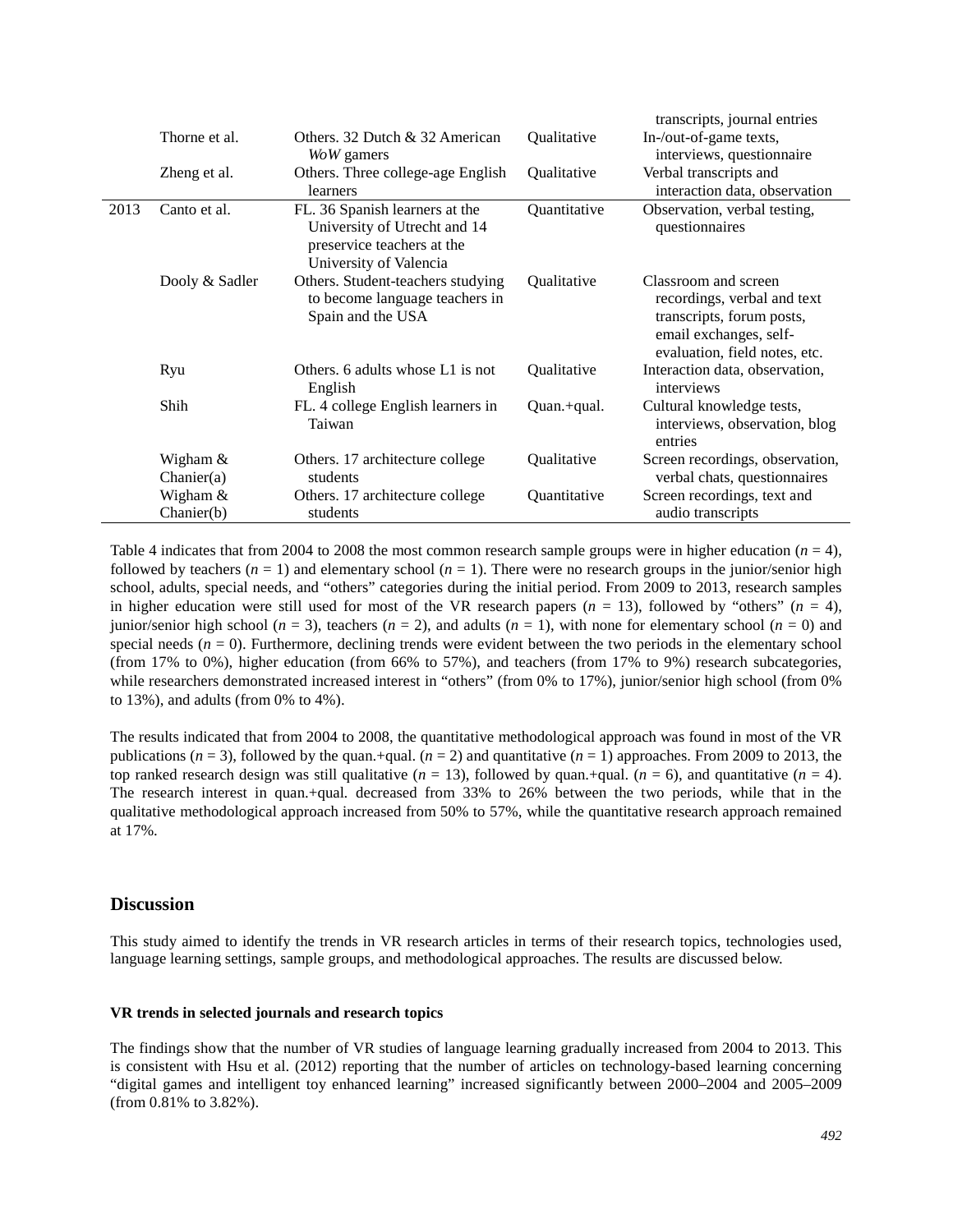| | | | | transcripts, journal entries |
|---|---|---|---|---|
| | Thorne et al. | Others. 32 Dutch & 32 American *WoW* gamers | Qualitative | In-/out-of-game texts, interviews, questionnaire |
| | Zheng et al. | Others. Three college-age English learners | Qualitative | Verbal transcripts and interaction data, observation |
| 2013 | Canto et al. | FL. 36 Spanish learners at the University of Utrecht and 14 preservice teachers at the University of Valencia | Quantitative | Observation, verbal testing, questionnaires |
| | Dooly & Sadler | Others. Student-teachers studying to become language teachers in Spain and the USA | Qualitative | Classroom and screen recordings, verbal and text transcripts, forum posts, email exchanges, self-evaluation, field notes, etc. |
| | Ryu | Others. 6 adults whose L1 is not English | Qualitative | Interaction data, observation, interviews |
| | Shih | FL. 4 college English learners in Taiwan | Quan.+qual. | Cultural knowledge tests, interviews, observation, blog entries |
| | Wigham & Chanier(a) | Others. 17 architecture college students | Qualitative | Screen recordings, observation, verbal chats, questionnaires |
| | Wigham & Chanier(b) | Others. 17 architecture college students | Quantitative | Screen recordings, text and audio transcripts |

Table 4 indicates that from 2004 to 2008 the most common research sample groups were in higher education ($n = 4$), followed by teachers ($n = 1$) and elementary school ($n = 1$). There were no research groups in the junior/senior high school, adults, special needs, and "others" categories during the initial period. From 2009 to 2013, research samples in higher education were still used for most of the VR research papers ($n = 13$), followed by "others" ($n = 4$), junior/senior high school ($n = 3$), teachers ($n = 2$), and adults ($n = 1$), with none for elementary school ($n = 0$) and special needs ($n = 0$). Furthermore, declining trends were evident between the two periods in the elementary school (from 17% to 0%), higher education (from 66% to 57%), and teachers (from 17% to 9%) research subcategories, while researchers demonstrated increased interest in "others" (from 0% to 17%), junior/senior high school (from 0% to 13%), and adults (from 0% to 4%).

The results indicated that from 2004 to 2008, the quantitative methodological approach was found in most of the VR publications ($n = 3$), followed by the quan.+qual. ($n = 2$) and quantitative ($n = 1$) approaches. From 2009 to 2013, the top ranked research design was still qualitative ($n = 13$), followed by quan.+qual. ($n = 6$), and quantitative ($n = 4$). The research interest in quan.+qual. decreased from 33% to 26% between the two periods, while that in the qualitative methodological approach increased from 50% to 57%, while the quantitative research approach remained at 17%.

## Discussion

This study aimed to identify the trends in VR research articles in terms of their research topics, technologies used, language learning settings, sample groups, and methodological approaches. The results are discussed below.

### VR trends in selected journals and research topics

The findings show that the number of VR studies of language learning gradually increased from 2004 to 2013. This is consistent with Hsu et al. (2012) reporting that the number of articles on technology-based learning concerning "digital games and intelligent toy enhanced learning" increased significantly between 2000–2004 and 2005–2009 (from 0.81% to 3.82%).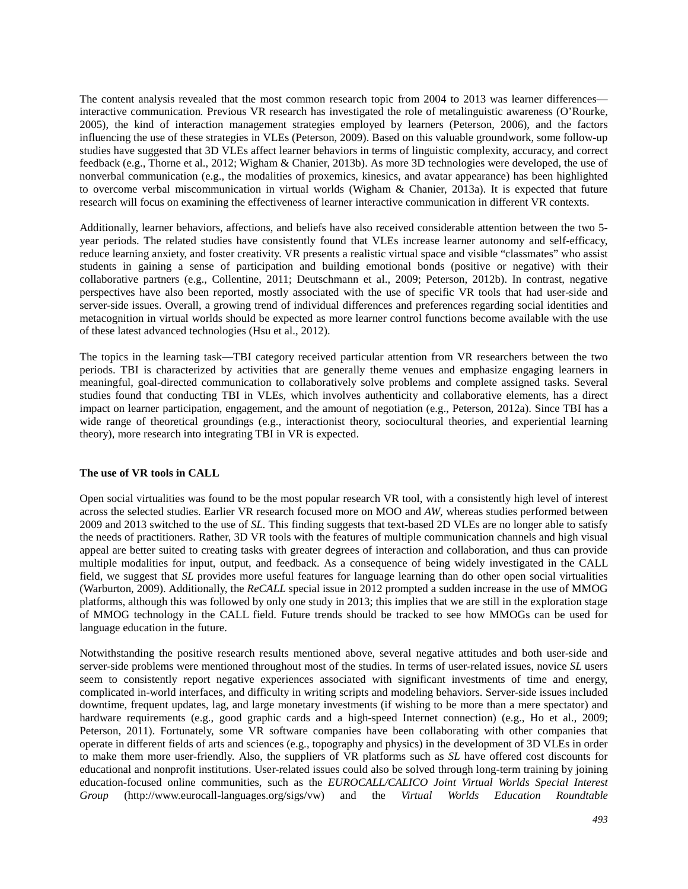The content analysis revealed that the most common research topic from 2004 to 2013 was learner differences—interactive communication. Previous VR research has investigated the role of metalinguistic awareness (O'Rourke, 2005), the kind of interaction management strategies employed by learners (Peterson, 2006), and the factors influencing the use of these strategies in VLEs (Peterson, 2009). Based on this valuable groundwork, some follow-up studies have suggested that 3D VLEs affect learner behaviors in terms of linguistic complexity, accuracy, and correct feedback (e.g., Thorne et al., 2012; Wigham & Chanier, 2013b). As more 3D technologies were developed, the use of nonverbal communication (e.g., the modalities of proxemics, kinesics, and avatar appearance) has been highlighted to overcome verbal miscommunication in virtual worlds (Wigham & Chanier, 2013a). It is expected that future research will focus on examining the effectiveness of learner interactive communication in different VR contexts.

Additionally, learner behaviors, affections, and beliefs have also received considerable attention between the two 5-year periods. The related studies have consistently found that VLEs increase learner autonomy and self-efficacy, reduce learning anxiety, and foster creativity. VR presents a realistic virtual space and visible "classmates" who assist students in gaining a sense of participation and building emotional bonds (positive or negative) with their collaborative partners (e.g., Collentine, 2011; Deutschmann et al., 2009; Peterson, 2012b). In contrast, negative perspectives have also been reported, mostly associated with the use of specific VR tools that had user-side and server-side issues. Overall, a growing trend of individual differences and preferences regarding social identities and metacognition in virtual worlds should be expected as more learner control functions become available with the use of these latest advanced technologies (Hsu et al., 2012).

The topics in the learning task—TBI category received particular attention from VR researchers between the two periods. TBI is characterized by activities that are generally theme venues and emphasize engaging learners in meaningful, goal-directed communication to collaboratively solve problems and complete assigned tasks. Several studies found that conducting TBI in VLEs, which involves authenticity and collaborative elements, has a direct impact on learner participation, engagement, and the amount of negotiation (e.g., Peterson, 2012a). Since TBI has a wide range of theoretical groundings (e.g., interactionist theory, sociocultural theories, and experiential learning theory), more research into integrating TBI in VR is expected.

**The use of VR tools in CALL**

Open social virtualities was found to be the most popular research VR tool, with a consistently high level of interest across the selected studies. Earlier VR research focused more on MOO and *AW*, whereas studies performed between 2009 and 2013 switched to the use of *SL*. This finding suggests that text-based 2D VLEs are no longer able to satisfy the needs of practitioners. Rather, 3D VR tools with the features of multiple communication channels and high visual appeal are better suited to creating tasks with greater degrees of interaction and collaboration, and thus can provide multiple modalities for input, output, and feedback. As a consequence of being widely investigated in the CALL field, we suggest that *SL* provides more useful features for language learning than do other open social virtualities (Warburton, 2009). Additionally, the *ReCALL* special issue in 2012 prompted a sudden increase in the use of MMOG platforms, although this was followed by only one study in 2013; this implies that we are still in the exploration stage of MMOG technology in the CALL field. Future trends should be tracked to see how MMOGs can be used for language education in the future.

Notwithstanding the positive research results mentioned above, several negative attitudes and both user-side and server-side problems were mentioned throughout most of the studies. In terms of user-related issues, novice *SL* users seem to consistently report negative experiences associated with significant investments of time and energy, complicated in-world interfaces, and difficulty in writing scripts and modeling behaviors. Server-side issues included downtime, frequent updates, lag, and large monetary investments (if wishing to be more than a mere spectator) and hardware requirements (e.g., good graphic cards and a high-speed Internet connection) (e.g., Ho et al., 2009; Peterson, 2011). Fortunately, some VR software companies have been collaborating with other companies that operate in different fields of arts and sciences (e.g., topography and physics) in the development of 3D VLEs in order to make them more user-friendly. Also, the suppliers of VR platforms such as *SL* have offered cost discounts for educational and nonprofit institutions. User-related issues could also be solved through long-term training by joining education-focused online communities, such as the *EUROCALL/CALICO Joint Virtual Worlds Special Interest Group* (http://www.eurocall-languages.org/sigs/vw) and the *Virtual Worlds Education Roundtable*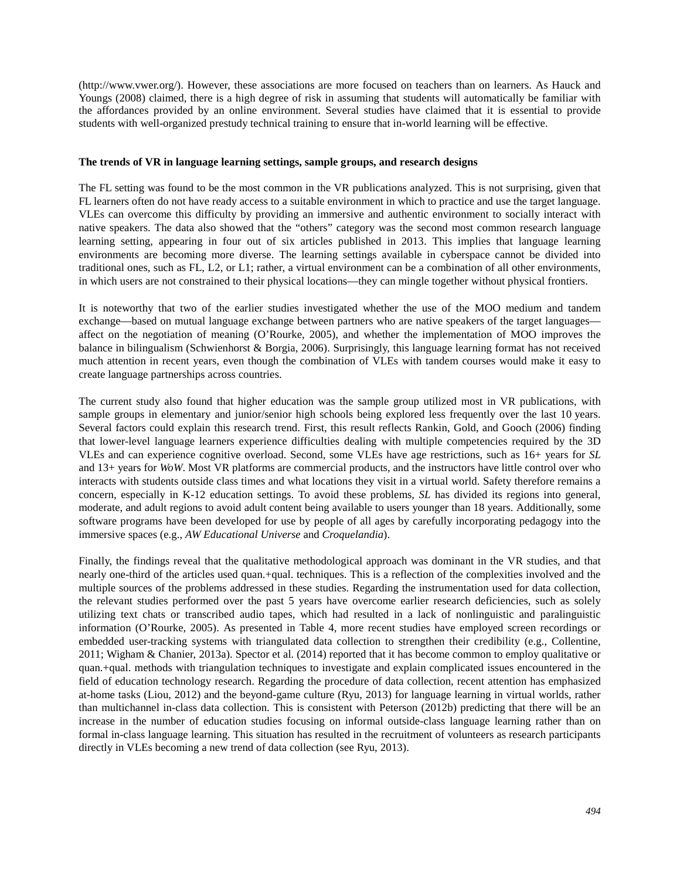(http://www.vwer.org/). However, these associations are more focused on teachers than on learners. As Hauck and Youngs (2008) claimed, there is a high degree of risk in assuming that students will automatically be familiar with the affordances provided by an online environment. Several studies have claimed that it is essential to provide students with well-organized prestudy technical training to ensure that in-world learning will be effective.

**The trends of VR in language learning settings, sample groups, and research designs**

The FL setting was found to be the most common in the VR publications analyzed. This is not surprising, given that FL learners often do not have ready access to a suitable environment in which to practice and use the target language. VLEs can overcome this difficulty by providing an immersive and authentic environment to socially interact with native speakers. The data also showed that the "others" category was the second most common research language learning setting, appearing in four out of six articles published in 2013. This implies that language learning environments are becoming more diverse. The learning settings available in cyberspace cannot be divided into traditional ones, such as FL, L2, or L1; rather, a virtual environment can be a combination of all other environments, in which users are not constrained to their physical locations—they can mingle together without physical frontiers.

It is noteworthy that two of the earlier studies investigated whether the use of the MOO medium and tandem exchange—based on mutual language exchange between partners who are native speakers of the target languages—affect on the negotiation of meaning (O'Rourke, 2005), and whether the implementation of MOO improves the balance in bilingualism (Schwienhorst & Borgia, 2006). Surprisingly, this language learning format has not received much attention in recent years, even though the combination of VLEs with tandem courses would make it easy to create language partnerships across countries.

The current study also found that higher education was the sample group utilized most in VR publications, with sample groups in elementary and junior/senior high schools being explored less frequently over the last 10 years. Several factors could explain this research trend. First, this result reflects Rankin, Gold, and Gooch (2006) finding that lower-level language learners experience difficulties dealing with multiple competencies required by the 3D VLEs and can experience cognitive overload. Second, some VLEs have age restrictions, such as 16+ years for *SL* and 13+ years for *WoW*. Most VR platforms are commercial products, and the instructors have little control over who interacts with students outside class times and what locations they visit in a virtual world. Safety therefore remains a concern, especially in K-12 education settings. To avoid these problems, *SL* has divided its regions into general, moderate, and adult regions to avoid adult content being available to users younger than 18 years. Additionally, some software programs have been developed for use by people of all ages by carefully incorporating pedagogy into the immersive spaces (e.g., *AW Educational Universe* and *Croquelandia*).

Finally, the findings reveal that the qualitative methodological approach was dominant in the VR studies, and that nearly one-third of the articles used quan.+qual. techniques. This is a reflection of the complexities involved and the multiple sources of the problems addressed in these studies. Regarding the instrumentation used for data collection, the relevant studies performed over the past 5 years have overcome earlier research deficiencies, such as solely utilizing text chats or transcribed audio tapes, which had resulted in a lack of nonlinguistic and paralinguistic information (O'Rourke, 2005). As presented in Table 4, more recent studies have employed screen recordings or embedded user-tracking systems with triangulated data collection to strengthen their credibility (e.g., Collentine, 2011; Wigham & Chanier, 2013a). Spector et al. (2014) reported that it has become common to employ qualitative or quan.+qual. methods with triangulation techniques to investigate and explain complicated issues encountered in the field of education technology research. Regarding the procedure of data collection, recent attention has emphasized at-home tasks (Liou, 2012) and the beyond-game culture (Ryu, 2013) for language learning in virtual worlds, rather than multichannel in-class data collection. This is consistent with Peterson (2012b) predicting that there will be an increase in the number of education studies focusing on informal outside-class language learning rather than on formal in-class language learning. This situation has resulted in the recruitment of volunteers as research participants directly in VLEs becoming a new trend of data collection (see Ryu, 2013).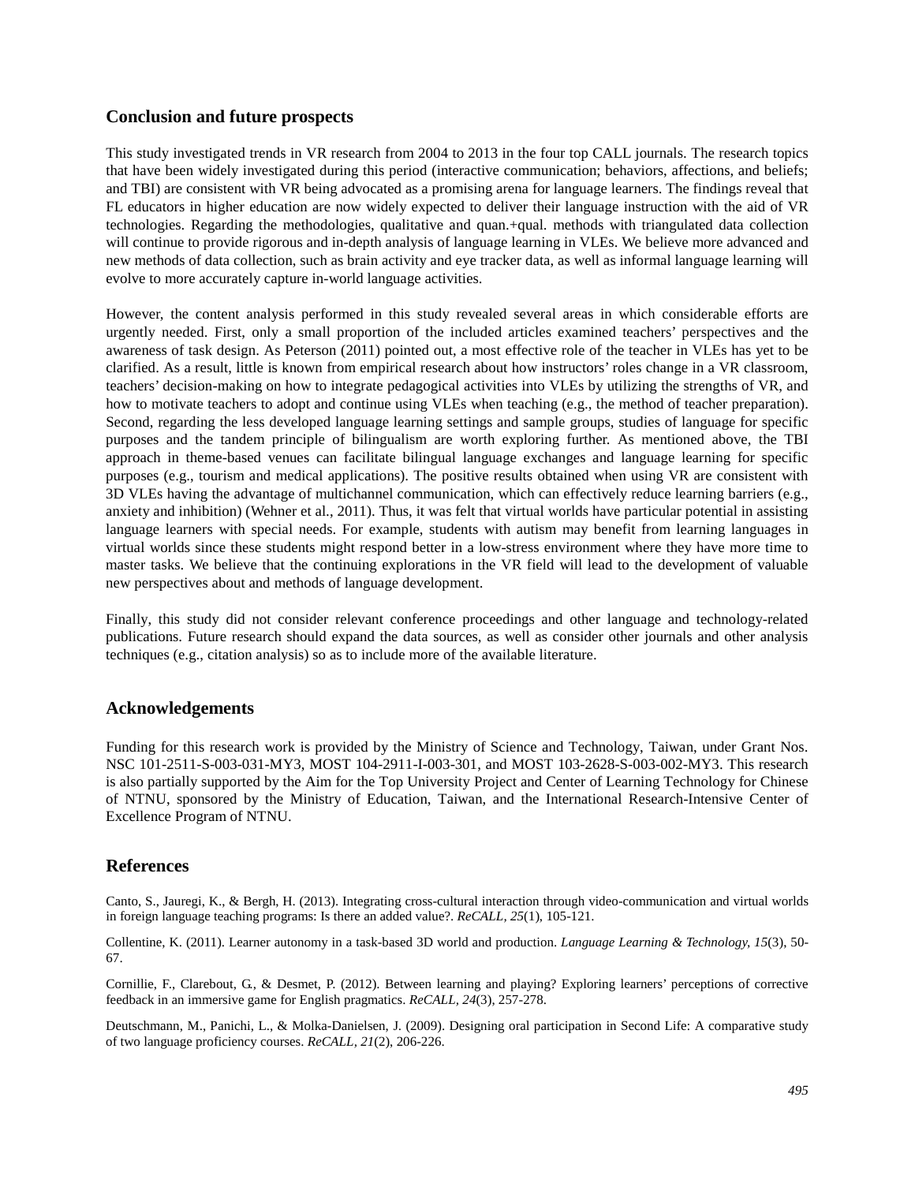## Conclusion and future prospects

This study investigated trends in VR research from 2004 to 2013 in the four top CALL journals. The research topics that have been widely investigated during this period (interactive communication; behaviors, affections, and beliefs; and TBI) are consistent with VR being advocated as a promising arena for language learners. The findings reveal that FL educators in higher education are now widely expected to deliver their language instruction with the aid of VR technologies. Regarding the methodologies, qualitative and quan.+qual. methods with triangulated data collection will continue to provide rigorous and in-depth analysis of language learning in VLEs. We believe more advanced and new methods of data collection, such as brain activity and eye tracker data, as well as informal language learning will evolve to more accurately capture in-world language activities.

However, the content analysis performed in this study revealed several areas in which considerable efforts are urgently needed. First, only a small proportion of the included articles examined teachers' perspectives and the awareness of task design. As Peterson (2011) pointed out, a most effective role of the teacher in VLEs has yet to be clarified. As a result, little is known from empirical research about how instructors' roles change in a VR classroom, teachers' decision-making on how to integrate pedagogical activities into VLEs by utilizing the strengths of VR, and how to motivate teachers to adopt and continue using VLEs when teaching (e.g., the method of teacher preparation). Second, regarding the less developed language learning settings and sample groups, studies of language for specific purposes and the tandem principle of bilingualism are worth exploring further. As mentioned above, the TBI approach in theme-based venues can facilitate bilingual language exchanges and language learning for specific purposes (e.g., tourism and medical applications). The positive results obtained when using VR are consistent with 3D VLEs having the advantage of multichannel communication, which can effectively reduce learning barriers (e.g., anxiety and inhibition) (Wehner et al., 2011). Thus, it was felt that virtual worlds have particular potential in assisting language learners with special needs. For example, students with autism may benefit from learning languages in virtual worlds since these students might respond better in a low-stress environment where they have more time to master tasks. We believe that the continuing explorations in the VR field will lead to the development of valuable new perspectives about and methods of language development.

Finally, this study did not consider relevant conference proceedings and other language and technology-related publications. Future research should expand the data sources, as well as consider other journals and other analysis techniques (e.g., citation analysis) so as to include more of the available literature.

## Acknowledgements

Funding for this research work is provided by the Ministry of Science and Technology, Taiwan, under Grant Nos. NSC 101-2511-S-003-031-MY3, MOST 104-2911-I-003-301, and MOST 103-2628-S-003-002-MY3. This research is also partially supported by the Aim for the Top University Project and Center of Learning Technology for Chinese of NTNU, sponsored by the Ministry of Education, Taiwan, and the International Research-Intensive Center of Excellence Program of NTNU.

## References

Canto, S., Jauregi, K., & Bergh, H. (2013). Integrating cross-cultural interaction through video-communication and virtual worlds in foreign language teaching programs: Is there an added value?. *ReCALL, 25*(1), 105-121.

Collentine, K. (2011). Learner autonomy in a task-based 3D world and production. *Language Learning & Technology, 15*(3), 50-67.

Cornillie, F., Clarebout, G., & Desmet, P. (2012). Between learning and playing? Exploring learners' perceptions of corrective feedback in an immersive game for English pragmatics. *ReCALL, 24*(3), 257-278.

Deutschmann, M., Panichi, L., & Molka-Danielsen, J. (2009). Designing oral participation in Second Life: A comparative study of two language proficiency courses. *ReCALL, 21*(2), 206-226.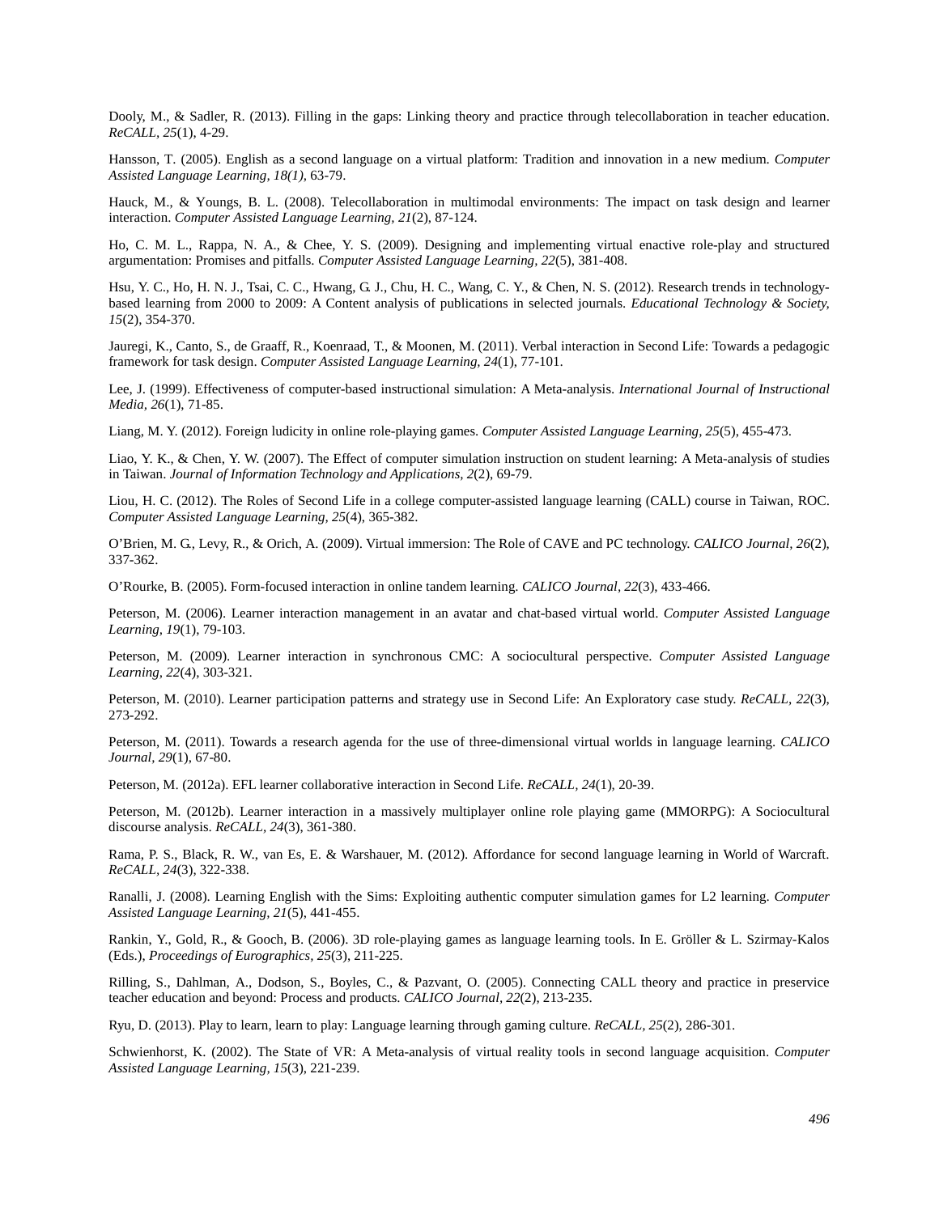Dooly, M., & Sadler, R. (2013). Filling in the gaps: Linking theory and practice through telecollaboration in teacher education. *ReCALL, 25*(1), 4-29.

Hansson, T. (2005). English as a second language on a virtual platform: Tradition and innovation in a new medium. *Computer Assisted Language Learning, 18(1)*, 63-79.

Hauck, M., & Youngs, B. L. (2008). Telecollaboration in multimodal environments: The impact on task design and learner interaction. *Computer Assisted Language Learning, 21*(2), 87-124.

Ho, C. M. L., Rappa, N. A., & Chee, Y. S. (2009). Designing and implementing virtual enactive role-play and structured argumentation: Promises and pitfalls. *Computer Assisted Language Learning, 22*(5), 381-408.

Hsu, Y. C., Ho, H. N. J., Tsai, C. C., Hwang, G. J., Chu, H. C., Wang, C. Y., & Chen, N. S. (2012). Research trends in technology-based learning from 2000 to 2009: A Content analysis of publications in selected journals. *Educational Technology & Society, 15*(2), 354-370.

Jauregi, K., Canto, S., de Graaff, R., Koenraad, T., & Moonen, M. (2011). Verbal interaction in Second Life: Towards a pedagogic framework for task design. *Computer Assisted Language Learning, 24*(1), 77-101.

Lee, J. (1999). Effectiveness of computer-based instructional simulation: A Meta-analysis. *International Journal of Instructional Media, 26*(1), 71-85.

Liang, M. Y. (2012). Foreign ludicity in online role-playing games. *Computer Assisted Language Learning, 25*(5), 455-473.

Liao, Y. K., & Chen, Y. W. (2007). The Effect of computer simulation instruction on student learning: A Meta-analysis of studies in Taiwan. *Journal of Information Technology and Applications, 2*(2), 69-79.

Liou, H. C. (2012). The Roles of Second Life in a college computer-assisted language learning (CALL) course in Taiwan, ROC. *Computer Assisted Language Learning, 25*(4), 365-382.

O'Brien, M. G., Levy, R., & Orich, A. (2009). Virtual immersion: The Role of CAVE and PC technology. *CALICO Journal, 26*(2), 337-362.

O'Rourke, B. (2005). Form-focused interaction in online tandem learning. *CALICO Journal, 22*(3), 433-466.

Peterson, M. (2006). Learner interaction management in an avatar and chat-based virtual world. *Computer Assisted Language Learning, 19*(1), 79-103.

Peterson, M. (2009). Learner interaction in synchronous CMC: A sociocultural perspective. *Computer Assisted Language Learning, 22*(4), 303-321.

Peterson, M. (2010). Learner participation patterns and strategy use in Second Life: An Exploratory case study. *ReCALL, 22*(3), 273-292.

Peterson, M. (2011). Towards a research agenda for the use of three-dimensional virtual worlds in language learning. *CALICO Journal, 29*(1), 67-80.

Peterson, M. (2012a). EFL learner collaborative interaction in Second Life. *ReCALL, 24*(1), 20-39.

Peterson, M. (2012b). Learner interaction in a massively multiplayer online role playing game (MMORPG): A Sociocultural discourse analysis. *ReCALL, 24*(3), 361-380.

Rama, P. S., Black, R. W., van Es, E. & Warshauer, M. (2012). Affordance for second language learning in World of Warcraft. *ReCALL, 24*(3), 322-338.

Ranalli, J. (2008). Learning English with the Sims: Exploiting authentic computer simulation games for L2 learning. *Computer Assisted Language Learning, 21*(5), 441-455.

Rankin, Y., Gold, R., & Gooch, B. (2006). 3D role-playing games as language learning tools. In E. Gröller & L. Szirmay-Kalos (Eds.), *Proceedings of Eurographics, 25*(3), 211-225.

Rilling, S., Dahlman, A., Dodson, S., Boyles, C., & Pazvant, O. (2005). Connecting CALL theory and practice in preservice teacher education and beyond: Process and products. *CALICO Journal, 22*(2), 213-235.

Ryu, D. (2013). Play to learn, learn to play: Language learning through gaming culture. *ReCALL, 25*(2), 286-301.

Schwienhorst, K. (2002). The State of VR: A Meta-analysis of virtual reality tools in second language acquisition. *Computer Assisted Language Learning, 15*(3), 221-239.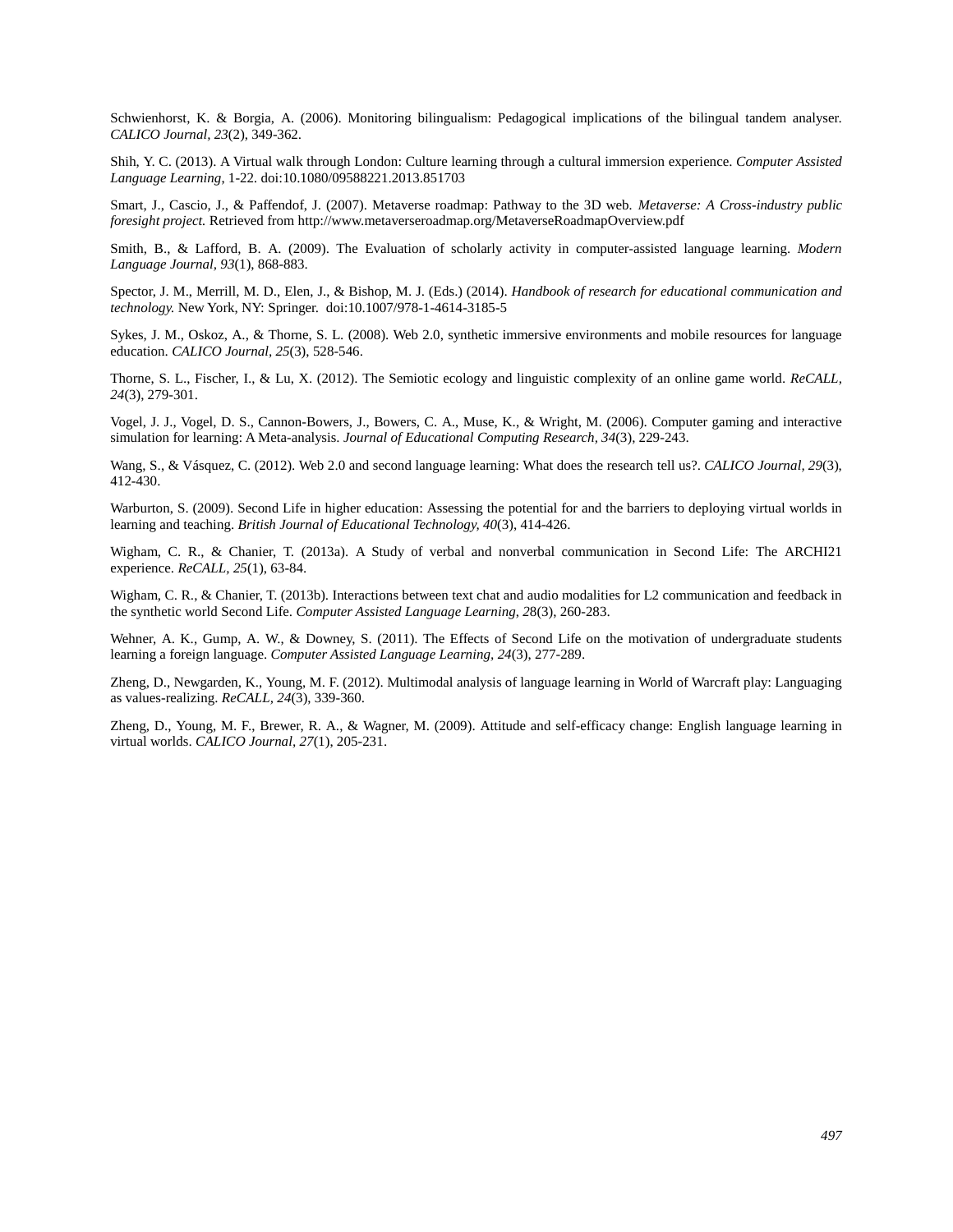Schwienhorst, K. & Borgia, A. (2006). Monitoring bilingualism: Pedagogical implications of the bilingual tandem analyser. *CALICO Journal, 23*(2), 349-362.

Shih, Y. C. (2013). A Virtual walk through London: Culture learning through a cultural immersion experience. *Computer Assisted Language Learning*, 1-22. doi:10.1080/09588221.2013.851703

Smart, J., Cascio, J., & Paffendof, J. (2007). Metaverse roadmap: Pathway to the 3D web. *Metaverse: A Cross-industry public foresight project.* Retrieved from http://www.metaverseroadmap.org/MetaverseRoadmapOverview.pdf

Smith, B., & Lafford, B. A. (2009). The Evaluation of scholarly activity in computer-assisted language learning. *Modern Language Journal, 93*(1), 868-883.

Spector, J. M., Merrill, M. D., Elen, J., & Bishop, M. J. (Eds.) (2014). *Handbook of research for educational communication and technology.* New York, NY: Springer. doi:10.1007/978-1-4614-3185-5

Sykes, J. M., Oskoz, A., & Thorne, S. L. (2008). Web 2.0, synthetic immersive environments and mobile resources for language education. *CALICO Journal, 25*(3), 528-546.

Thorne, S. L., Fischer, I., & Lu, X. (2012). The Semiotic ecology and linguistic complexity of an online game world. *ReCALL, 24*(3), 279-301.

Vogel, J. J., Vogel, D. S., Cannon-Bowers, J., Bowers, C. A., Muse, K., & Wright, M. (2006). Computer gaming and interactive simulation for learning: A Meta-analysis. *Journal of Educational Computing Research, 34*(3), 229-243.

Wang, S., & Vásquez, C. (2012). Web 2.0 and second language learning: What does the research tell us?. *CALICO Journal, 29*(3), 412-430.

Warburton, S. (2009). Second Life in higher education: Assessing the potential for and the barriers to deploying virtual worlds in learning and teaching. *British Journal of Educational Technology, 40*(3), 414-426.

Wigham, C. R., & Chanier, T. (2013a). A Study of verbal and nonverbal communication in Second Life: The ARCHI21 experience. *ReCALL, 25*(1), 63-84.

Wigham, C. R., & Chanier, T. (2013b). Interactions between text chat and audio modalities for L2 communication and feedback in the synthetic world Second Life. *Computer Assisted Language Learning, 28*(3), 260-283.

Wehner, A. K., Gump, A. W., & Downey, S. (2011). The Effects of Second Life on the motivation of undergraduate students learning a foreign language. *Computer Assisted Language Learning, 24*(3), 277-289.

Zheng, D., Newgarden, K., Young, M. F. (2012). Multimodal analysis of language learning in World of Warcraft play: Languaging as values-realizing. *ReCALL, 24*(3), 339-360.

Zheng, D., Young, M. F., Brewer, R. A., & Wagner, M. (2009). Attitude and self-efficacy change: English language learning in virtual worlds. *CALICO Journal, 27*(1), 205-231.